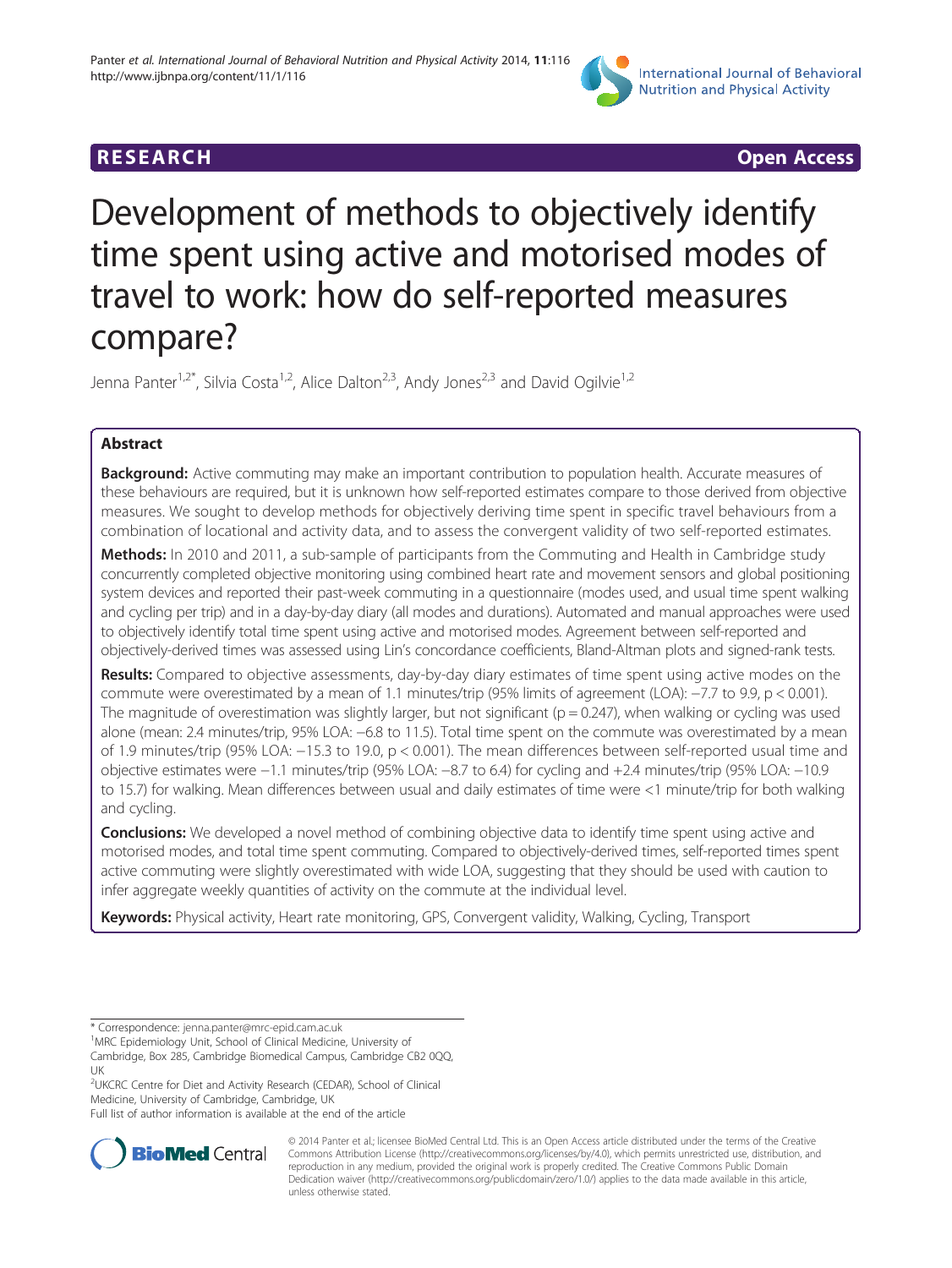RESEARCH Open Access

# Development of methods to objectively identify time spent using active and motorised modes of travel to work: how do self-reported measures compare?

Jenna Panter[1,2*], Silvia Costa[1,2], Alice Dalton[2,3], Andy Jones[2,3] and David Ogilvie[1,2]

## Abstract

**Background:** Active commuting may make an important contribution to population health. Accurate measures of these behaviours are required, but it is unknown how self-reported estimates compare to those derived from objective measures. We sought to develop methods for objectively deriving time spent in specific travel behaviours from a combination of locational and activity data, and to assess the convergent validity of two self-reported estimates.

**Methods:** In 2010 and 2011, a sub-sample of participants from the Commuting and Health in Cambridge study concurrently completed objective monitoring using combined heart rate and movement sensors and global positioning system devices and reported their past-week commuting in a questionnaire (modes used, and usual time spent walking and cycling per trip) and in a day-by-day diary (all modes and durations). Automated and manual approaches were used to objectively identify total time spent using active and motorised modes. Agreement between self-reported and objectively-derived times was assessed using Lin's concordance coefficients, Bland-Altman plots and signed-rank tests.

**Results:** Compared to objective assessments, day-by-day diary estimates of time spent using active modes on the commute were overestimated by a mean of 1.1 minutes/trip (95% limits of agreement (LOA): −7.7 to 9.9, $p < 0.001$). The magnitude of overestimation was slightly larger, but not significant ($p = 0.247$), when walking or cycling was used alone (mean: 2.4 minutes/trip, 95% LOA: −6.8 to 11.5). Total time spent on the commute was overestimated by a mean of 1.9 minutes/trip (95% LOA: −15.3 to 19.0, $p < 0.001$). The mean differences between self-reported usual time and objective estimates were −1.1 minutes/trip (95% LOA: −8.7 to 6.4) for cycling and +2.4 minutes/trip (95% LOA: −10.9 to 15.7) for walking. Mean differences between usual and daily estimates of time were <1 minute/trip for both walking and cycling.

**Conclusions:** We developed a novel method of combining objective data to identify time spent using active and motorised modes, and total time spent commuting. Compared to objectively-derived times, self-reported times spent active commuting were slightly overestimated with wide LOA, suggesting that they should be used with caution to infer aggregate weekly quantities of activity on the commute at the individual level.

**Keywords:** Physical activity, Heart rate monitoring, GPS, Convergent validity, Walking, Cycling, Transport

---

* Correspondence: jenna.panter@mrc-epid.cam.ac.uk
[1]MRC Epidemiology Unit, School of Clinical Medicine, University of Cambridge, Box 285, Cambridge Biomedical Campus, Cambridge CB2 0QQ, UK
[2]UKCRC Centre for Diet and Activity Research (CEDAR), School of Clinical Medicine, University of Cambridge, Cambridge, UK
Full list of author information is available at the end of the article

© 2014 Panter et al.; licensee BioMed Central Ltd. This is an Open Access article distributed under the terms of the Creative Commons Attribution License (http://creativecommons.org/licenses/by/4.0), which permits unrestricted use, distribution, and reproduction in any medium, provided the original work is properly credited. The Creative Commons Public Domain Dedication waiver (http://creativecommons.org/publicdomain/zero/1.0/) applies to the data made available in this article, unless otherwise stated.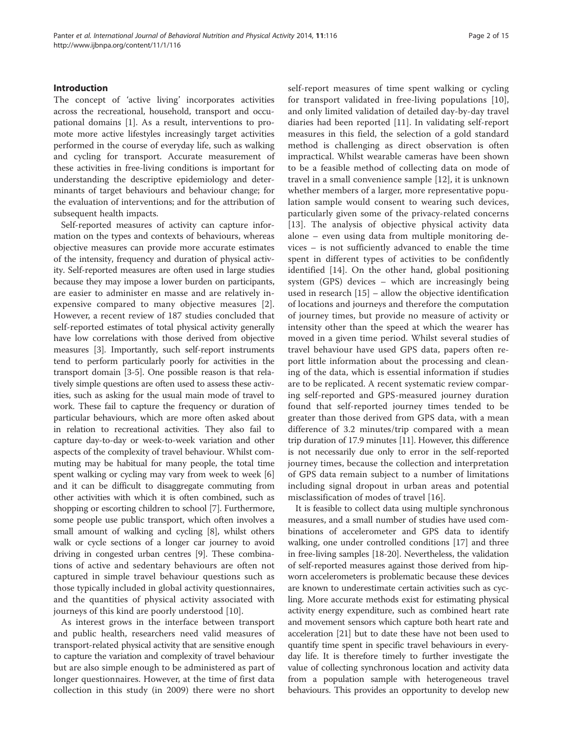## Introduction

The concept of 'active living' incorporates activities across the recreational, household, transport and occupational domains [1]. As a result, interventions to promote more active lifestyles increasingly target activities performed in the course of everyday life, such as walking and cycling for transport. Accurate measurement of these activities in free-living conditions is important for understanding the descriptive epidemiology and determinants of target behaviours and behaviour change; for the evaluation of interventions; and for the attribution of subsequent health impacts.

Self-reported measures of activity can capture information on the types and contexts of behaviours, whereas objective measures can provide more accurate estimates of the intensity, frequency and duration of physical activity. Self-reported measures are often used in large studies because they may impose a lower burden on participants, are easier to administer en masse and are relatively inexpensive compared to many objective measures [2]. However, a recent review of 187 studies concluded that self-reported estimates of total physical activity generally have low correlations with those derived from objective measures [3]. Importantly, such self-report instruments tend to perform particularly poorly for activities in the transport domain [3-5]. One possible reason is that relatively simple questions are often used to assess these activities, such as asking for the usual main mode of travel to work. These fail to capture the frequency or duration of particular behaviours, which are more often asked about in relation to recreational activities. They also fail to capture day-to-day or week-to-week variation and other aspects of the complexity of travel behaviour. Whilst commuting may be habitual for many people, the total time spent walking or cycling may vary from week to week [6] and it can be difficult to disaggregate commuting from other activities with which it is often combined, such as shopping or escorting children to school [7]. Furthermore, some people use public transport, which often involves a small amount of walking and cycling [8], whilst others walk or cycle sections of a longer car journey to avoid driving in congested urban centres [9]. These combinations of active and sedentary behaviours are often not captured in simple travel behaviour questions such as those typically included in global activity questionnaires, and the quantities of physical activity associated with journeys of this kind are poorly understood [10].

As interest grows in the interface between transport and public health, researchers need valid measures of transport-related physical activity that are sensitive enough to capture the variation and complexity of travel behaviour but are also simple enough to be administered as part of longer questionnaires. However, at the time of first data collection in this study (in 2009) there were no short self-report measures of time spent walking or cycling for transport validated in free-living populations [10], and only limited validation of detailed day-by-day travel diaries had been reported [11]. In validating self-report measures in this field, the selection of a gold standard method is challenging as direct observation is often impractical. Whilst wearable cameras have been shown to be a feasible method of collecting data on mode of travel in a small convenience sample [12], it is unknown whether members of a larger, more representative population sample would consent to wearing such devices, particularly given some of the privacy-related concerns [13]. The analysis of objective physical activity data alone – even using data from multiple monitoring devices – is not sufficiently advanced to enable the time spent in different types of activities to be confidently identified [14]. On the other hand, global positioning system (GPS) devices – which are increasingly being used in research [15] – allow the objective identification of locations and journeys and therefore the computation of journey times, but provide no measure of activity or intensity other than the speed at which the wearer has moved in a given time period. Whilst several studies of travel behaviour have used GPS data, papers often report little information about the processing and cleaning of the data, which is essential information if studies are to be replicated. A recent systematic review comparing self-reported and GPS-measured journey duration found that self-reported journey times tended to be greater than those derived from GPS data, with a mean difference of 3.2 minutes/trip compared with a mean trip duration of 17.9 minutes [11]. However, this difference is not necessarily due only to error in the self-reported journey times, because the collection and interpretation of GPS data remain subject to a number of limitations including signal dropout in urban areas and potential misclassification of modes of travel [16].

It is feasible to collect data using multiple synchronous measures, and a small number of studies have used combinations of accelerometer and GPS data to identify walking, one under controlled conditions [17] and three in free-living samples [18-20]. Nevertheless, the validation of self-reported measures against those derived from hip-worn accelerometers is problematic because these devices are known to underestimate certain activities such as cycling. More accurate methods exist for estimating physical activity energy expenditure, such as combined heart rate and movement sensors which capture both heart rate and acceleration [21] but to date these have not been used to quantify time spent in specific travel behaviours in everyday life. It is therefore timely to further investigate the value of collecting synchronous location and activity data from a population sample with heterogeneous travel behaviours. This provides an opportunity to develop new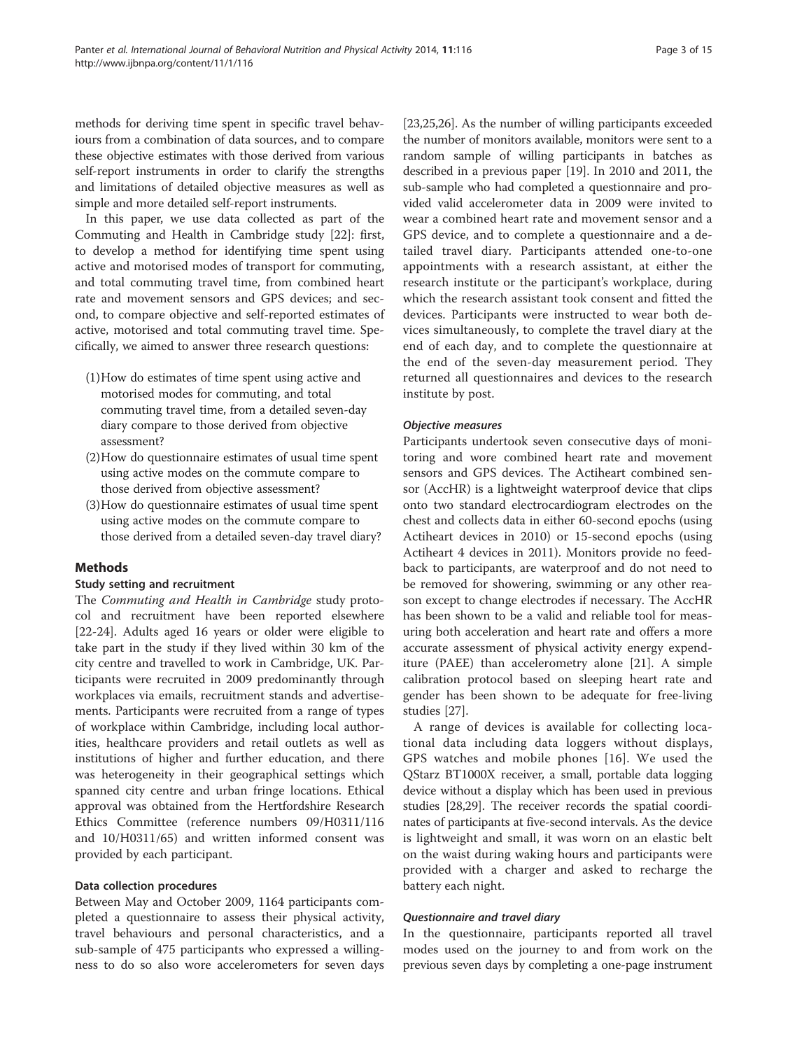methods for deriving time spent in specific travel behaviours from a combination of data sources, and to compare these objective estimates with those derived from various self-report instruments in order to clarify the strengths and limitations of detailed objective measures as well as simple and more detailed self-report instruments.

In this paper, we use data collected as part of the Commuting and Health in Cambridge study [22]: first, to develop a method for identifying time spent using active and motorised modes of transport for commuting, and total commuting travel time, from combined heart rate and movement sensors and GPS devices; and second, to compare objective and self-reported estimates of active, motorised and total commuting travel time. Specifically, we aimed to answer three research questions:

(1) How do estimates of time spent using active and motorised modes for commuting, and total commuting travel time, from a detailed seven-day diary compare to those derived from objective assessment?

(2) How do questionnaire estimates of usual time spent using active modes on the commute compare to those derived from objective assessment?

(3) How do questionnaire estimates of usual time spent using active modes on the commute compare to those derived from a detailed seven-day travel diary?

## Methods

### Study setting and recruitment

The *Commuting and Health in Cambridge* study protocol and recruitment have been reported elsewhere [22-24]. Adults aged 16 years or older were eligible to take part in the study if they lived within 30 km of the city centre and travelled to work in Cambridge, UK. Participants were recruited in 2009 predominantly through workplaces via emails, recruitment stands and advertisements. Participants were recruited from a range of types of workplace within Cambridge, including local authorities, healthcare providers and retail outlets as well as institutions of higher and further education, and there was heterogeneity in their geographical settings which spanned city centre and urban fringe locations. Ethical approval was obtained from the Hertfordshire Research Ethics Committee (reference numbers 09/H0311/116 and 10/H0311/65) and written informed consent was provided by each participant.

### Data collection procedures

Between May and October 2009, 1164 participants completed a questionnaire to assess their physical activity, travel behaviours and personal characteristics, and a sub-sample of 475 participants who expressed a willingness to do so also wore accelerometers for seven days [23,25,26]. As the number of willing participants exceeded the number of monitors available, monitors were sent to a random sample of willing participants in batches as described in a previous paper [19]. In 2010 and 2011, the sub-sample who had completed a questionnaire and provided valid accelerometer data in 2009 were invited to wear a combined heart rate and movement sensor and a GPS device, and to complete a questionnaire and a detailed travel diary. Participants attended one-to-one appointments with a research assistant, at either the research institute or the participant's workplace, during which the research assistant took consent and fitted the devices. Participants were instructed to wear both devices simultaneously, to complete the travel diary at the end of each day, and to complete the questionnaire at the end of the seven-day measurement period. They returned all questionnaires and devices to the research institute by post.

#### *Objective measures*

Participants undertook seven consecutive days of monitoring and wore combined heart rate and movement sensors and GPS devices. The Actiheart combined sensor (AccHR) is a lightweight waterproof device that clips onto two standard electrocardiogram electrodes on the chest and collects data in either 60-second epochs (using Actiheart devices in 2010) or 15-second epochs (using Actiheart 4 devices in 2011). Monitors provide no feedback to participants, are waterproof and do not need to be removed for showering, swimming or any other reason except to change electrodes if necessary. The AccHR has been shown to be a valid and reliable tool for measuring both acceleration and heart rate and offers a more accurate assessment of physical activity energy expenditure (PAEE) than accelerometry alone [21]. A simple calibration protocol based on sleeping heart rate and gender has been shown to be adequate for free-living studies [27].

A range of devices is available for collecting locational data including data loggers without displays, GPS watches and mobile phones [16]. We used the QStarz BT1000X receiver, a small, portable data logging device without a display which has been used in previous studies [28,29]. The receiver records the spatial coordinates of participants at five-second intervals. As the device is lightweight and small, it was worn on an elastic belt on the waist during waking hours and participants were provided with a charger and asked to recharge the battery each night.

#### *Questionnaire and travel diary*

In the questionnaire, participants reported all travel modes used on the journey to and from work on the previous seven days by completing a one-page instrument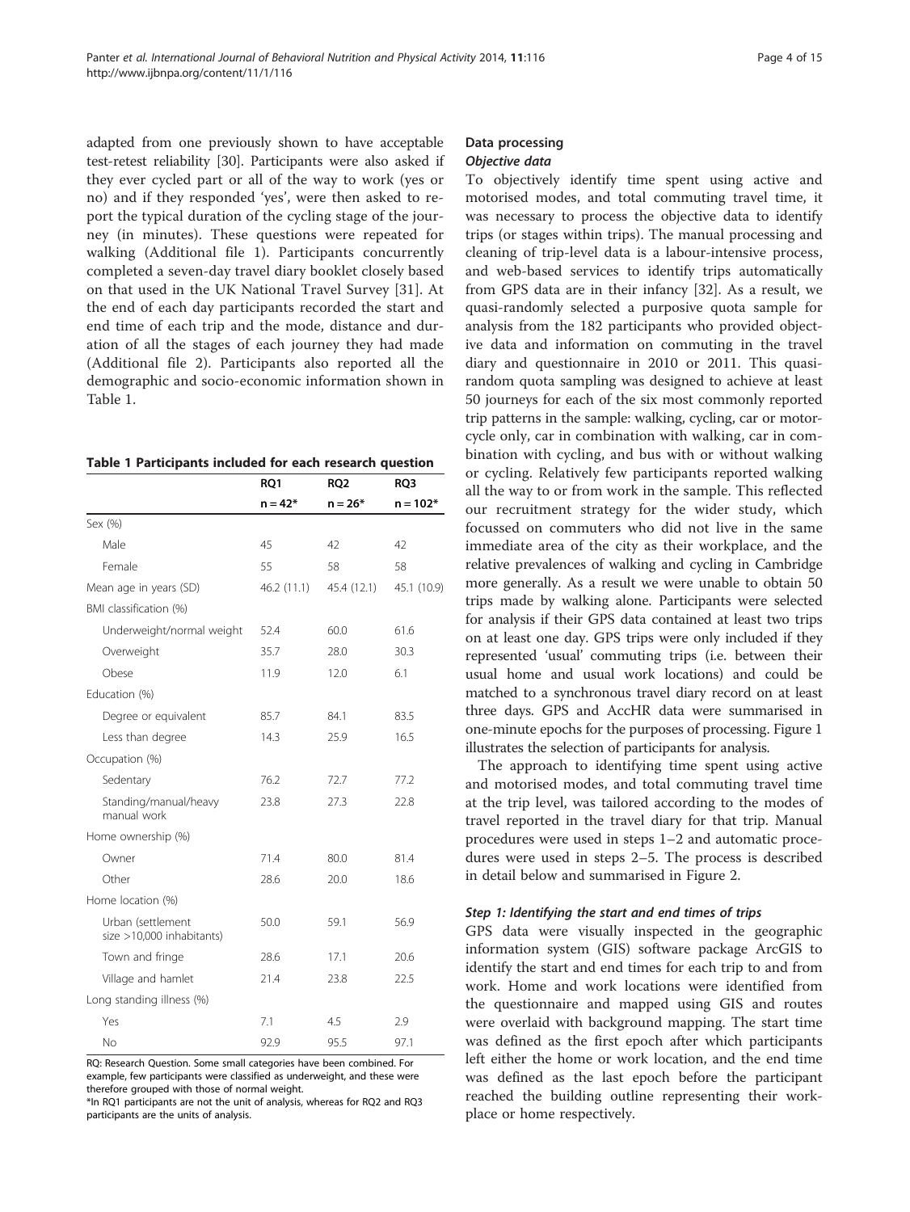adapted from one previously shown to have acceptable test-retest reliability [30]. Participants were also asked if they ever cycled part or all of the way to work (yes or no) and if they responded 'yes', were then asked to report the typical duration of the cycling stage of the journey (in minutes). These questions were repeated for walking (Additional file 1). Participants concurrently completed a seven-day travel diary booklet closely based on that used in the UK National Travel Survey [31]. At the end of each day participants recorded the start and end time of each trip and the mode, distance and duration of all the stages of each journey they had made (Additional file 2). Participants also reported all the demographic and socio-economic information shown in Table 1.

**Table 1 Participants included for each research question**

| | RQ1 | RQ2 | RQ3 |
|---|---|---|---|
| | n = 42* | n = 26* | n = 102* |
| Sex (%) | | | |
| Male | 45 | 42 | 42 |
| Female | 55 | 58 | 58 |
| Mean age in years (SD) | 46.2 (11.1) | 45.4 (12.1) | 45.1 (10.9) |
| BMI classification (%) | | | |
| Underweight/normal weight | 52.4 | 60.0 | 61.6 |
| Overweight | 35.7 | 28.0 | 30.3 |
| Obese | 11.9 | 12.0 | 6.1 |
| Education (%) | | | |
| Degree or equivalent | 85.7 | 84.1 | 83.5 |
| Less than degree | 14.3 | 25.9 | 16.5 |
| Occupation (%) | | | |
| Sedentary | 76.2 | 72.7 | 77.2 |
| Standing/manual/heavy manual work | 23.8 | 27.3 | 22.8 |
| Home ownership (%) | | | |
| Owner | 71.4 | 80.0 | 81.4 |
| Other | 28.6 | 20.0 | 18.6 |
| Home location (%) | | | |
| Urban (settlement size >10,000 inhabitants) | 50.0 | 59.1 | 56.9 |
| Town and fringe | 28.6 | 17.1 | 20.6 |
| Village and hamlet | 21.4 | 23.8 | 22.5 |
| Long standing illness (%) | | | |
| Yes | 7.1 | 4.5 | 2.9 |
| No | 92.9 | 95.5 | 97.1 |

RQ: Research Question. Some small categories have been combined. For example, few participants were classified as underweight, and these were therefore grouped with those of normal weight.
*In RQ1 participants are not the unit of analysis, whereas for RQ2 and RQ3 participants are the units of analysis.

## Data processing

### *Objective data*

To objectively identify time spent using active and motorised modes, and total commuting travel time, it was necessary to process the objective data to identify trips (or stages within trips). The manual processing and cleaning of trip-level data is a labour-intensive process, and web-based services to identify trips automatically from GPS data are in their infancy [32]. As a result, we quasi-randomly selected a purposive quota sample for analysis from the 182 participants who provided objective data and information on commuting in the travel diary and questionnaire in 2010 or 2011. This quasi-random quota sampling was designed to achieve at least 50 journeys for each of the six most commonly reported trip patterns in the sample: walking, cycling, car or motorcycle only, car in combination with walking, car in combination with cycling, and bus with or without walking or cycling. Relatively few participants reported walking all the way to or from work in the sample. This reflected our recruitment strategy for the wider study, which focussed on commuters who did not live in the same immediate area of the city as their workplace, and the relative prevalences of walking and cycling in Cambridge more generally. As a result we were unable to obtain 50 trips made by walking alone. Participants were selected for analysis if their GPS data contained at least two trips on at least one day. GPS trips were only included if they represented 'usual' commuting trips (i.e. between their usual home and usual work locations) and could be matched to a synchronous travel diary record on at least three days. GPS and AccHR data were summarised in one-minute epochs for the purposes of processing. Figure 1 illustrates the selection of participants for analysis.

The approach to identifying time spent using active and motorised modes, and total commuting travel time at the trip level, was tailored according to the modes of travel reported in the travel diary for that trip. Manual procedures were used in steps 1–2 and automatic procedures were used in steps 2–5. The process is described in detail below and summarised in Figure 2.

#### *Step 1: Identifying the start and end times of trips*

GPS data were visually inspected in the geographic information system (GIS) software package ArcGIS to identify the start and end times for each trip to and from work. Home and work locations were identified from the questionnaire and mapped using GIS and routes were overlaid with background mapping. The start time was defined as the first epoch after which participants left either the home or work location, and the end time was defined as the last epoch before the participant reached the building outline representing their workplace or home respectively.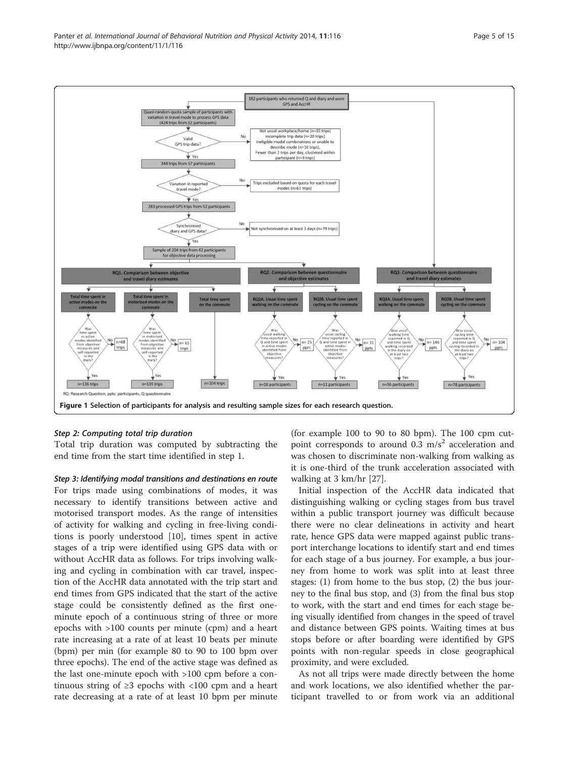Figure 1 Selection of participants for analysis and resulting sample sizes for each research question.

### Step 2: Computing total trip duration

Total trip duration was computed by subtracting the end time from the start time identified in step 1.

### Step 3: Identifying modal transitions and destinations en route

For trips made using combinations of modes, it was necessary to identify transitions between active and motorised transport modes. As the range of intensities of activity for walking and cycling in free-living conditions is poorly understood [10], times spent in active stages of a trip were identified using GPS data with or without AccHR data as follows. For trips involving walking and cycling in combination with car travel, inspection of the AccHR data annotated with the trip start and end times from GPS indicated that the start of the active stage could be consistently defined as the first one-minute epoch of a continuous string of three or more epochs with >100 counts per minute (cpm) and a heart rate increasing at a rate of at least 10 beats per minute (bpm) per min (for example 80 to 90 to 100 bpm over three epochs). The end of the active stage was defined as the last one-minute epoch with >100 cpm before a continuous string of ≥3 epochs with <100 cpm and a heart rate decreasing at a rate of at least 10 bpm per minute (for example 100 to 90 to 80 bpm). The 100 cpm cutpoint corresponds to around 0.3 $m/s^2$ acceleration and was chosen to discriminate non-walking from walking as it is one-third of the trunk acceleration associated with walking at 3 km/hr [27].

Initial inspection of the AccHR data indicated that distinguishing walking or cycling stages from bus travel within a public transport journey was difficult because there were no clear delineations in activity and heart rate, hence GPS data were mapped against public transport interchange locations to identify start and end times for each stage of a bus journey. For example, a bus journey from home to work was split into at least three stages: (1) from home to the bus stop, (2) the bus journey to the final bus stop, and (3) from the final bus stop to work, with the start and end times for each stage being visually identified from changes in the speed of travel and distance between GPS points. Waiting times at bus stops before or after boarding were identified by GPS points with non-regular speeds in close geographical proximity, and were excluded.

As not all trips were made directly between the home and work locations, we also identified whether the participant travelled to or from work via an additional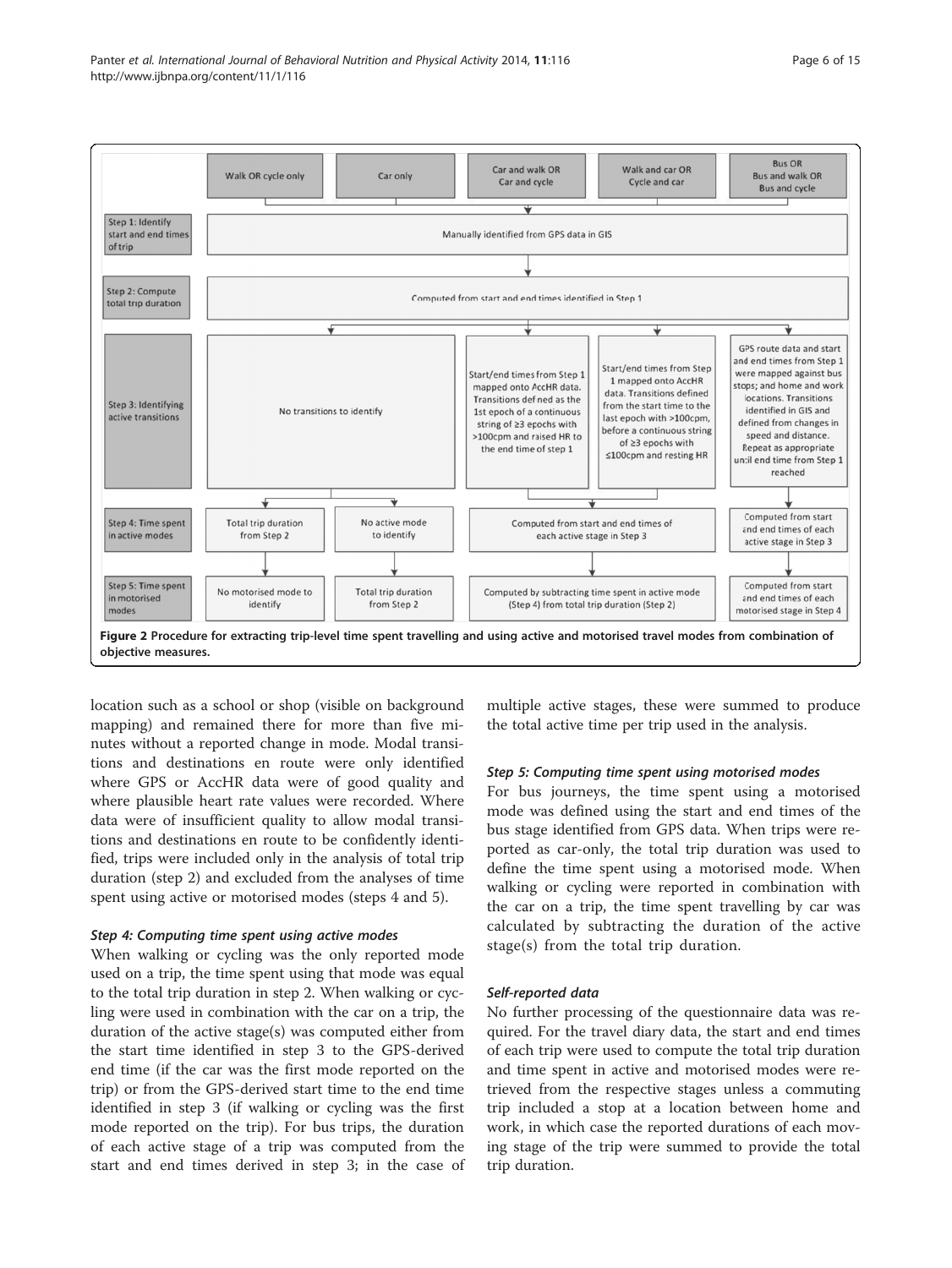| | Walk OR cycle only | Car only | Car and walk OR Car and cycle | Walk and car OR Cycle and car | Bus OR Bus and walk OR Bus and cycle |
|---|---|---|---|---|---|
| Step 1: Identify start and end times of trip | Manually identified from GPS data in GIS | | | | |
| Step 2: Compute total trip duration | Computed from start and end times identified in Step 1 | | | | |
| Step 3: Identifying active transitions | No transitions to identify | | Start/end times from Step 1 mapped onto AccHR data. Transitions defined as the 1st epoch of a continuous string of ≥3 epochs with >100cpm and raised HR to the end time of step 1 | Start/end times from Step 1 mapped onto AccHR data. Transitions defined from the start time to the last epoch with >100cpm, before a continuous string of ≥3 epochs with ≤100cpm and resting HR | GPS route data and start and end times from Step 1 were mapped against bus stops; and home and work locations. Transitions identified in GIS and defined from changes in speed and distance. Repeat as appropriate until end time from Step 1 reached |
| Step 4: Time spent in active modes | Total trip duration from Step 2 | No active mode to identify | Computed from start and end times of each active stage in Step 3 | | Computed from start and end times of each active stage in Step 3 |
| Step 5: Time spent in motorised modes | No motorised mode to identify | Total trip duration from Step 2 | Computed by subtracting time spent in active mode (Step 4) from total trip duration (Step 2) | | Computed from start and end times of each motorised stage in Step 4 |

**Figure 2 Procedure for extracting trip-level time spent travelling and using active and motorised travel modes from combination of objective measures.**

location such as a school or shop (visible on background mapping) and remained there for more than five minutes without a reported change in mode. Modal transitions and destinations en route were only identified where GPS or AccHR data were of good quality and where plausible heart rate values were recorded. Where data were of insufficient quality to allow modal transitions and destinations en route to be confidently identified, trips were included only in the analysis of total trip duration (step 2) and excluded from the analyses of time spent using active or motorised modes (steps 4 and 5).

#### *Step 4: Computing time spent using active modes*

When walking or cycling was the only reported mode used on a trip, the time spent using that mode was equal to the total trip duration in step 2. When walking or cycling were used in combination with the car on a trip, the duration of the active stage(s) was computed either from the start time identified in step 3 to the GPS-derived end time (if the car was the first mode reported on the trip) or from the GPS-derived start time to the end time identified in step 3 (if walking or cycling was the first mode reported on the trip). For bus trips, the duration of each active stage of a trip was computed from the start and end times derived in step 3; in the case of multiple active stages, these were summed to produce the total active time per trip used in the analysis.

#### *Step 5: Computing time spent using motorised modes*

For bus journeys, the time spent using a motorised mode was defined using the start and end times of the bus stage identified from GPS data. When trips were reported as car-only, the total trip duration was used to define the time spent using a motorised mode. When walking or cycling were reported in combination with the car on a trip, the time spent travelling by car was calculated by subtracting the duration of the active stage(s) from the total trip duration.

#### *Self-reported data*

No further processing of the questionnaire data was required. For the travel diary data, the start and end times of each trip were used to compute the total trip duration and time spent in active and motorised modes were retrieved from the respective stages unless a commuting trip included a stop at a location between home and work, in which case the reported durations of each moving stage of the trip were summed to provide the total trip duration.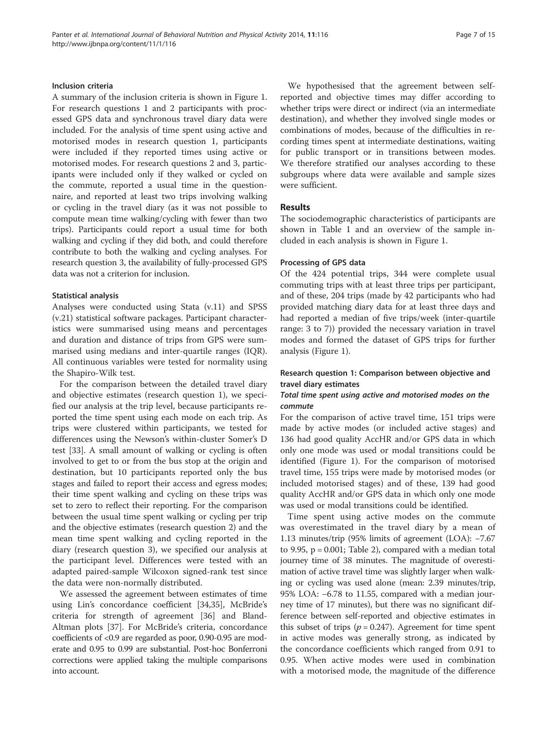### Inclusion criteria

A summary of the inclusion criteria is shown in Figure 1. For research questions 1 and 2 participants with processed GPS data and synchronous travel diary data were included. For the analysis of time spent using active and motorised modes in research question 1, participants were included if they reported times using active or motorised modes. For research questions 2 and 3, participants were included only if they walked or cycled on the commute, reported a usual time in the questionnaire, and reported at least two trips involving walking or cycling in the travel diary (as it was not possible to compute mean time walking/cycling with fewer than two trips). Participants could report a usual time for both walking and cycling if they did both, and could therefore contribute to both the walking and cycling analyses. For research question 3, the availability of fully-processed GPS data was not a criterion for inclusion.

### Statistical analysis

Analyses were conducted using Stata (v.11) and SPSS (v.21) statistical software packages. Participant characteristics were summarised using means and percentages and duration and distance of trips from GPS were summarised using medians and inter-quartile ranges (IQR). All continuous variables were tested for normality using the Shapiro-Wilk test.

For the comparison between the detailed travel diary and objective estimates (research question 1), we specified our analysis at the trip level, because participants reported the time spent using each mode on each trip. As trips were clustered within participants, we tested for differences using the Newson's within-cluster Somer's D test [33]. A small amount of walking or cycling is often involved to get to or from the bus stop at the origin and destination, but 10 participants reported only the bus stages and failed to report their access and egress modes; their time spent walking and cycling on these trips was set to zero to reflect their reporting. For the comparison between the usual time spent walking or cycling per trip and the objective estimates (research question 2) and the mean time spent walking and cycling reported in the diary (research question 3), we specified our analysis at the participant level. Differences were tested with an adapted paired-sample Wilcoxon signed-rank test since the data were non-normally distributed.

We assessed the agreement between estimates of time using Lin's concordance coefficient [34,35], McBride's criteria for strength of agreement [36] and Bland-Altman plots [37]. For McBride's criteria, concordance coefficients of <0.9 are regarded as poor, 0.90-0.95 are moderate and 0.95 to 0.99 are substantial. Post-hoc Bonferroni corrections were applied taking the multiple comparisons into account.

We hypothesised that the agreement between self-reported and objective times may differ according to whether trips were direct or indirect (via an intermediate destination), and whether they involved single modes or combinations of modes, because of the difficulties in recording times spent at intermediate destinations, waiting for public transport or in transitions between modes. We therefore stratified our analyses according to these subgroups where data were available and sample sizes were sufficient.

## Results

The sociodemographic characteristics of participants are shown in Table 1 and an overview of the sample included in each analysis is shown in Figure 1.

### Processing of GPS data

Of the 424 potential trips, 344 were complete usual commuting trips with at least three trips per participant, and of these, 204 trips (made by 42 participants who had provided matching diary data for at least three days and had reported a median of five trips/week (inter-quartile range: 3 to 7)) provided the necessary variation in travel modes and formed the dataset of GPS trips for further analysis (Figure 1).

### Research question 1: Comparison between objective and travel diary estimates

#### *Total time spent using active and motorised modes on the commute*

For the comparison of active travel time, 151 trips were made by active modes (or included active stages) and 136 had good quality AccHR and/or GPS data in which only one mode was used or modal transitions could be identified (Figure 1). For the comparison of motorised travel time, 155 trips were made by motorised modes (or included motorised stages) and of these, 139 had good quality AccHR or GPS data in which only one mode was used or modal transitions could be identified.

Time spent using active modes on the commute was overestimated in the travel diary by a mean of 1.13 minutes/trip (95% limits of agreement (LOA): −7.67 to 9.95, $p = 0.001$; Table 2), compared with a median total journey time of 38 minutes. The magnitude of overestimation of active travel time was slightly larger when walking or cycling was used alone (mean: 2.39 minutes/trip, 95% LOA: −6.78 to 11.55, compared with a median journey time of 17 minutes), but there was no significant difference between self-reported and objective estimates in this subset of trips ($p = 0.247$). Agreement for time spent in active modes was generally strong, as indicated by the concordance coefficients which ranged from 0.91 to 0.95. When active modes were used in combination with a motorised mode, the magnitude of the difference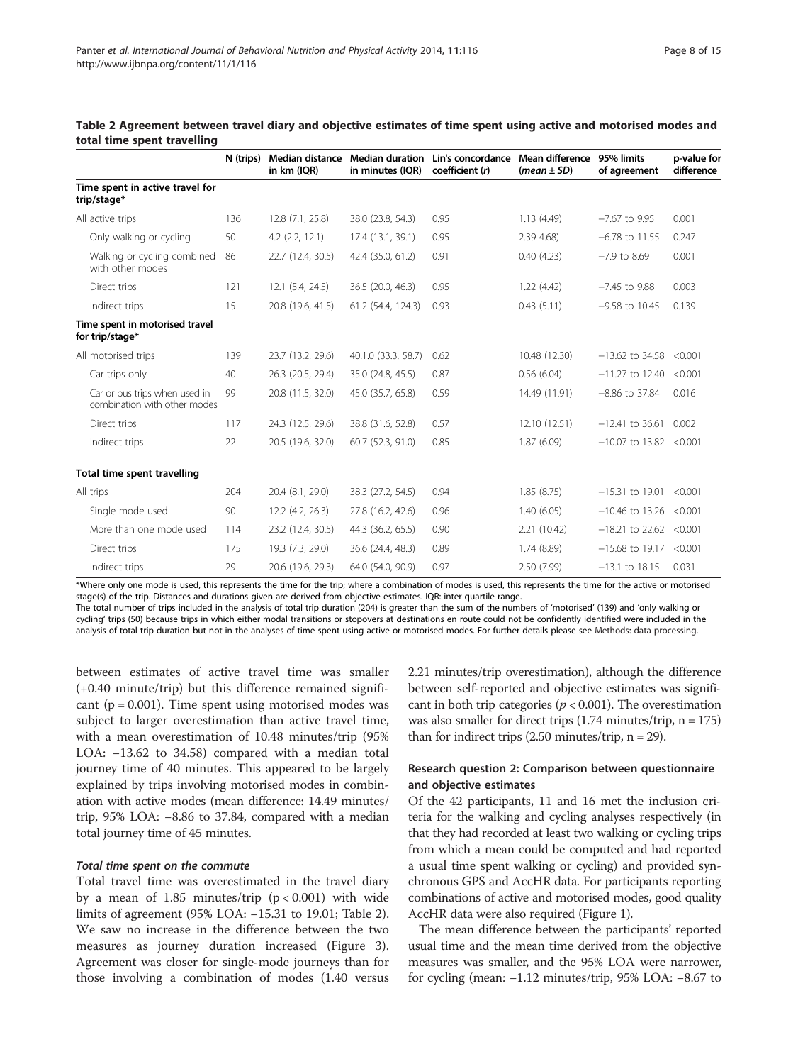**Table 2 Agreement between travel diary and objective estimates of time spent using active and motorised modes and total time spent travelling**

| | N (trips) | Median distance in km (IQR) | Median duration in minutes (IQR) | Lin's concordance coefficient (r) | Mean difference (*mean* ± *SD*) | 95% limits of agreement | p-value for difference |
|---|---|---|---|---|---|---|---|
| **Time spent in active travel for trip/stage*** | | | | | | | |
| All active trips | 136 | 12.8 (7.1, 25.8) | 38.0 (23.8, 54.3) | 0.95 | 1.13 (4.49) | −7.67 to 9.95 | 0.001 |
| Only walking or cycling | 50 | 4.2 (2.2, 12.1) | 17.4 (13.1, 39.1) | 0.95 | 2.39 4.68) | −6.78 to 11.55 | 0.247 |
| Walking or cycling combined with other modes | 86 | 22.7 (12.4, 30.5) | 42.4 (35.0, 61.2) | 0.91 | 0.40 (4.23) | −7.9 to 8.69 | 0.001 |
| Direct trips | 121 | 12.1 (5.4, 24.5) | 36.5 (20.0, 46.3) | 0.95 | 1.22 (4.42) | −7.45 to 9.88 | 0.003 |
| Indirect trips | 15 | 20.8 (19.6, 41.5) | 61.2 (54.4, 124.3) | 0.93 | 0.43 (5.11) | −9.58 to 10.45 | 0.139 |
| **Time spent in motorised travel for trip/stage*** | | | | | | | |
| All motorised trips | 139 | 23.7 (13.2, 29.6) | 40.1.0 (33.3, 58.7) | 0.62 | 10.48 (12.30) | −13.62 to 34.58 | <0.001 |
| Car trips only | 40 | 26.3 (20.5, 29.4) | 35.0 (24.8, 45.5) | 0.87 | 0.56 (6.04) | −11.27 to 12.40 | <0.001 |
| Car or bus trips when used in combination with other modes | 99 | 20.8 (11.5, 32.0) | 45.0 (35.7, 65.8) | 0.59 | 14.49 (11.91) | −8.86 to 37.84 | 0.016 |
| Direct trips | 117 | 24.3 (12.5, 29.6) | 38.8 (31.6, 52.8) | 0.57 | 12.10 (12.51) | −12.41 to 36.61 | 0.002 |
| Indirect trips | 22 | 20.5 (19.6, 32.0) | 60.7 (52.3, 91.0) | 0.85 | 1.87 (6.09) | −10.07 to 13.82 | <0.001 |
| **Total time spent travelling** | | | | | | | |
| All trips | 204 | 20.4 (8.1, 29.0) | 38.3 (27.2, 54.5) | 0.94 | 1.85 (8.75) | −15.31 to 19.01 | <0.001 |
| Single mode used | 90 | 12.2 (4.2, 26.3) | 27.8 (16.2, 42.6) | 0.96 | 1.40 (6.05) | −10.46 to 13.26 | <0.001 |
| More than one mode used | 114 | 23.2 (12.4, 30.5) | 44.3 (36.2, 65.5) | 0.90 | 2.21 (10.42) | −18.21 to 22.62 | <0.001 |
| Direct trips | 175 | 19.3 (7.3, 29.0) | 36.6 (24.4, 48.3) | 0.89 | 1.74 (8.89) | −15.68 to 19.17 | <0.001 |
| Indirect trips | 29 | 20.6 (19.6, 29.3) | 64.0 (54.0, 90.9) | 0.97 | 2.50 (7.99) | −13.1 to 18.15 | 0.031 |

*Where only one mode is used, this represents the time for the trip; where a combination of modes is used, this represents the time for the active or motorised stage(s) of the trip. Distances and durations given are derived from objective estimates. IQR: inter-quartile range.
The total number of trips included in the analysis of total trip duration (204) is greater than the sum of the numbers of 'motorised' (139) and 'only walking or cycling' trips (50) because trips in which either modal transitions or stopovers at destinations en route could not be confidently identified were included in the analysis of total trip duration but not in the analyses of time spent using active or motorised modes. For further details please see Methods: data processing.

between estimates of active travel time was smaller (+0.40 minute/trip) but this difference remained significant (p = 0.001). Time spent using motorised modes was subject to larger overestimation than active travel time, with a mean overestimation of 10.48 minutes/trip (95% LOA: −13.62 to 34.58) compared with a median total journey time of 40 minutes. This appeared to be largely explained by trips involving motorised modes in combination with active modes (mean difference: 14.49 minutes/trip, 95% LOA: −8.86 to 37.84, compared with a median total journey time of 45 minutes.

#### *Total time spent on the commute*

Total travel time was overestimated in the travel diary by a mean of 1.85 minutes/trip ($p < 0.001$) with wide limits of agreement (95% LOA: −15.31 to 19.01; Table 2). We saw no increase in the difference between the two measures as journey duration increased (Figure 3). Agreement was closer for single-mode journeys than for those involving a combination of modes (1.40 versus 2.21 minutes/trip overestimation), although the difference between self-reported and objective estimates was significant in both trip categories ($p < 0.001$). The overestimation was also smaller for direct trips (1.74 minutes/trip, n = 175) than for indirect trips (2.50 minutes/trip, n = 29).

### Research question 2: Comparison between questionnaire and objective estimates

Of the 42 participants, 11 and 16 met the inclusion criteria for the walking and cycling analyses respectively (in that they had recorded at least two walking or cycling trips from which a mean could be computed and had reported a usual time spent walking or cycling) and provided synchronous GPS and AccHR data. For participants reporting combinations of active and motorised modes, good quality AccHR data were also required (Figure 1).

The mean difference between the participants' reported usual time and the mean time derived from the objective measures was smaller, and the 95% LOA were narrower, for cycling (mean: −1.12 minutes/trip, 95% LOA: −8.67 to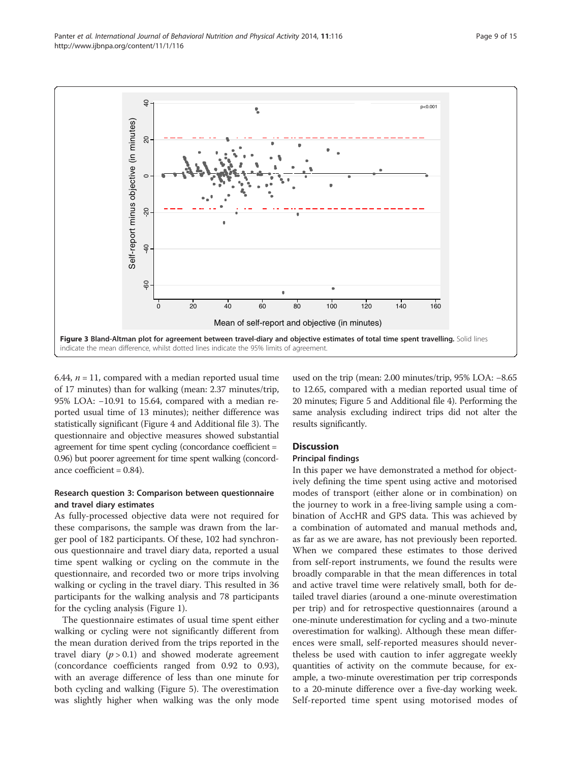**Figure 3 Bland-Altman plot for agreement between travel-diary and objective estimates of total time spent travelling.** Solid lines indicate the mean difference, whilst dotted lines indicate the 95% limits of agreement.

6.44, $n = 11$, compared with a median reported usual time of 17 minutes) than for walking (mean: 2.37 minutes/trip, 95% LOA: −10.91 to 15.64, compared with a median reported usual time of 13 minutes); neither difference was statistically significant (Figure 4 and Additional file 3). The questionnaire and objective measures showed substantial agreement for time spent cycling (concordance coefficient = 0.96) but poorer agreement for time spent walking (concordance coefficient = 0.84).

### Research question 3: Comparison between questionnaire and travel diary estimates

As fully-processed objective data were not required for these comparisons, the sample was drawn from the larger pool of 182 participants. Of these, 102 had synchronous questionnaire and travel diary data, reported a usual time spent walking or cycling on the commute in the questionnaire, and recorded two or more trips involving walking or cycling in the travel diary. This resulted in 36 participants for the walking analysis and 78 participants for the cycling analysis (Figure 1).

The questionnaire estimates of usual time spent either walking or cycling were not significantly different from the mean duration derived from the trips reported in the travel diary ($p > 0.1$) and showed moderate agreement (concordance coefficients ranged from 0.92 to 0.93), with an average difference of less than one minute for both cycling and walking (Figure 5). The overestimation was slightly higher when walking was the only mode used on the trip (mean: 2.00 minutes/trip, 95% LOA: −8.65 to 12.65, compared with a median reported usual time of 20 minutes; Figure 5 and Additional file 4). Performing the same analysis excluding indirect trips did not alter the results significantly.

## Discussion

### Principal findings

In this paper we have demonstrated a method for objectively defining the time spent using active and motorised modes of transport (either alone or in combination) on the journey to work in a free-living sample using a combination of AccHR and GPS data. This was achieved by a combination of automated and manual methods and, as far as we are aware, has not previously been reported. When we compared these estimates to those derived from self-report instruments, we found the results were broadly comparable in that the mean differences in total and active travel time were relatively small, both for detailed travel diaries (around a one-minute overestimation per trip) and for retrospective questionnaires (around a one-minute underestimation for cycling and a two-minute overestimation for walking). Although these mean differences were small, self-reported measures should nevertheless be used with caution to infer aggregate weekly quantities of activity on the commute because, for example, a two-minute overestimation per trip corresponds to a 20-minute difference over a five-day working week. Self-reported time spent using motorised modes of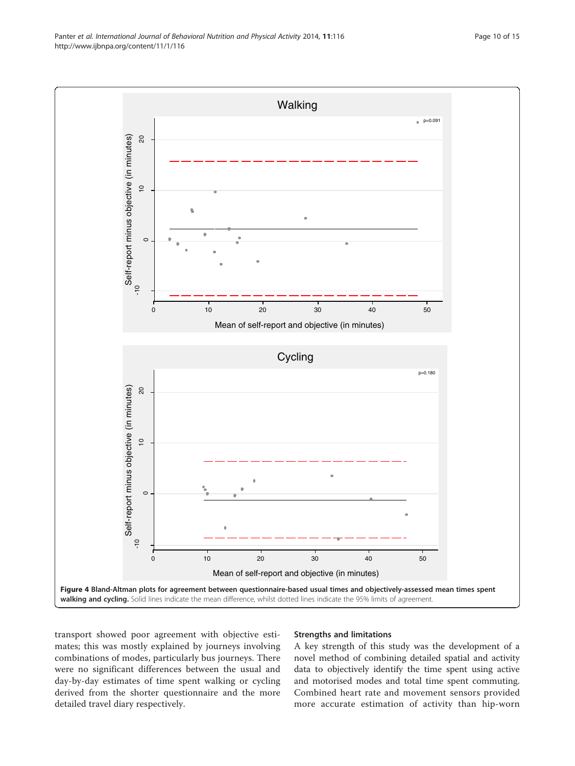**Figure 4 Bland-Altman plots for agreement between questionnaire-based usual times and objectively-assessed mean times spent walking and cycling.** Solid lines indicate the mean difference, whilst dotted lines indicate the 95% limits of agreement.

transport showed poor agreement with objective estimates; this was mostly explained by journeys involving combinations of modes, particularly bus journeys. There were no significant differences between the usual and day-by-day estimates of time spent walking or cycling derived from the shorter questionnaire and the more detailed travel diary respectively.

#### Strengths and limitations

A key strength of this study was the development of a novel method of combining detailed spatial and activity data to objectively identify the time spent using active and motorised modes and total time spent commuting. Combined heart rate and movement sensors provided more accurate estimation of activity than hip-worn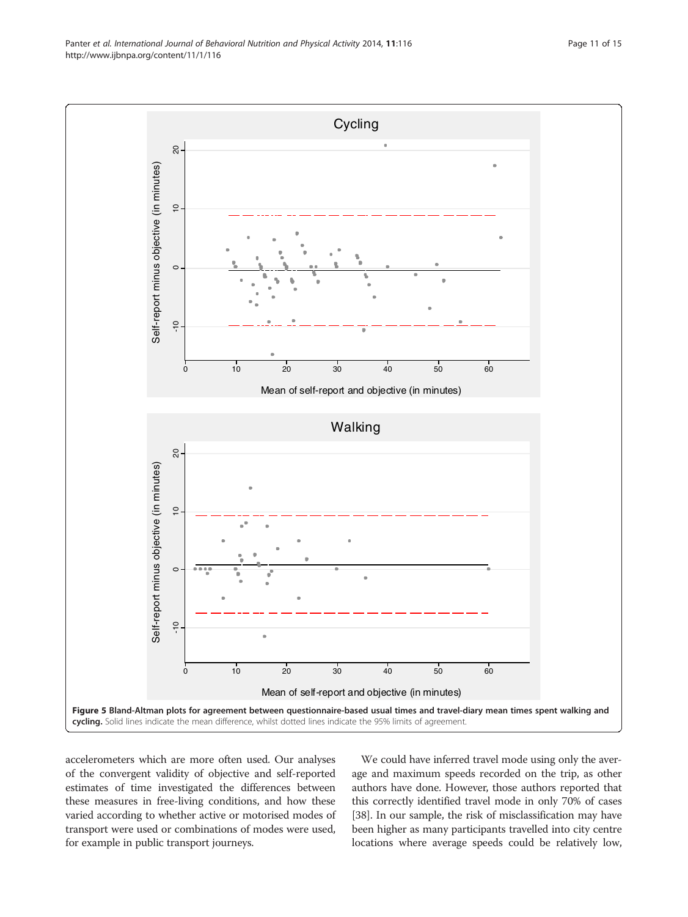**Figure 5 Bland-Altman plots for agreement between questionnaire-based usual times and travel-diary mean times spent walking and cycling.** Solid lines indicate the mean difference, whilst dotted lines indicate the 95% limits of agreement.

accelerometers which are more often used. Our analyses of the convergent validity of objective and self-reported estimates of time investigated the differences between these measures in free-living conditions, and how these varied according to whether active or motorised modes of transport were used or combinations of modes were used, for example in public transport journeys.

We could have inferred travel mode using only the average and maximum speeds recorded on the trip, as other authors have done. However, those authors reported that this correctly identified travel mode in only 70% of cases [38]. In our sample, the risk of misclassification may have been higher as many participants travelled into city centre locations where average speeds could be relatively low,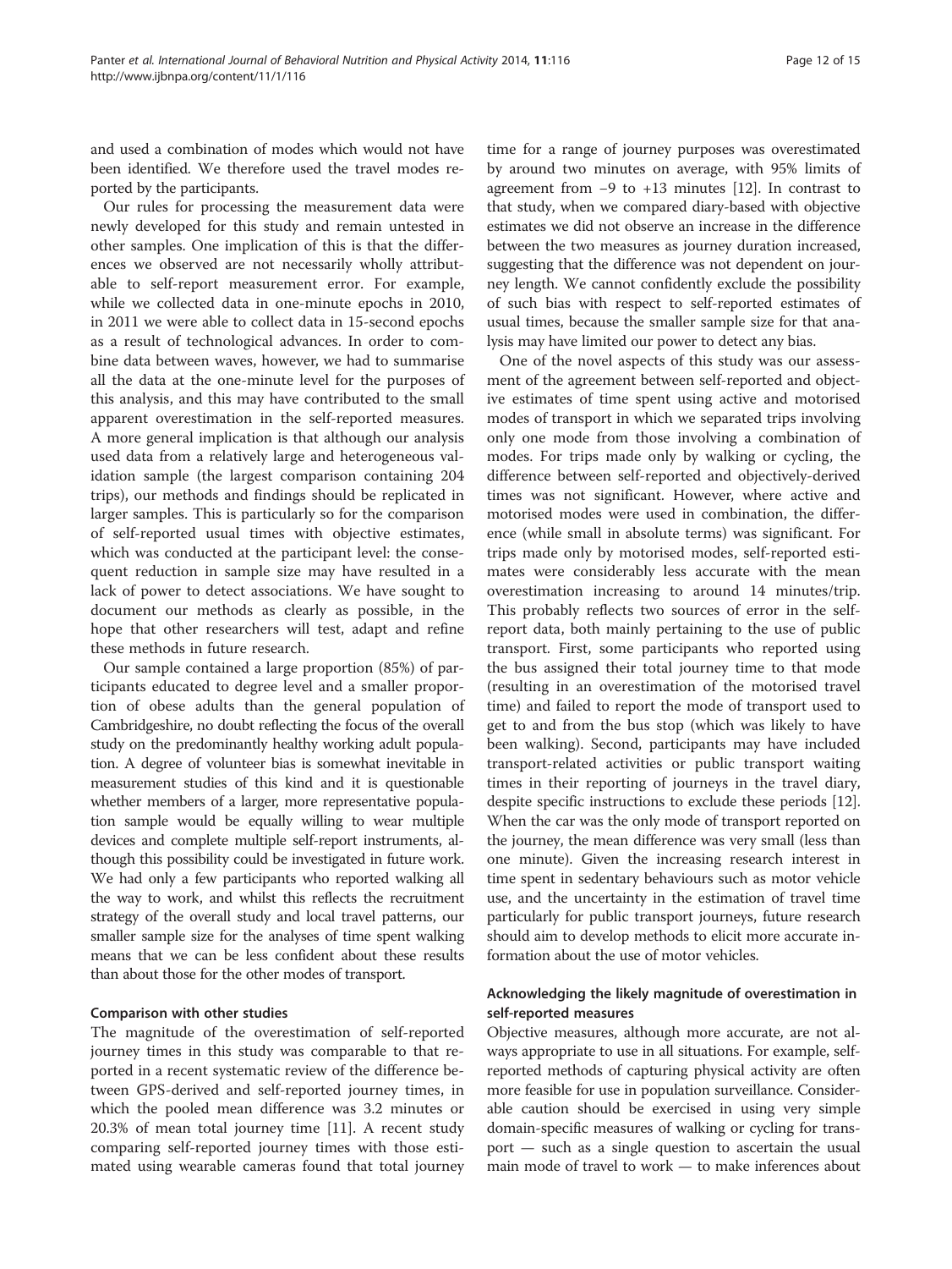and used a combination of modes which would not have been identified. We therefore used the travel modes reported by the participants.

Our rules for processing the measurement data were newly developed for this study and remain untested in other samples. One implication of this is that the differences we observed are not necessarily wholly attributable to self-report measurement error. For example, while we collected data in one-minute epochs in 2010, in 2011 we were able to collect data in 15-second epochs as a result of technological advances. In order to combine data between waves, however, we had to summarise all the data at the one-minute level for the purposes of this analysis, and this may have contributed to the small apparent overestimation in the self-reported measures. A more general implication is that although our analysis used data from a relatively large and heterogeneous validation sample (the largest comparison containing 204 trips), our methods and findings should be replicated in larger samples. This is particularly so for the comparison of self-reported usual times with objective estimates, which was conducted at the participant level: the consequent reduction in sample size may have resulted in a lack of power to detect associations. We have sought to document our methods as clearly as possible, in the hope that other researchers will test, adapt and refine these methods in future research.

Our sample contained a large proportion (85%) of participants educated to degree level and a smaller proportion of obese adults than the general population of Cambridgeshire, no doubt reflecting the focus of the overall study on the predominantly healthy working adult population. A degree of volunteer bias is somewhat inevitable in measurement studies of this kind and it is questionable whether members of a larger, more representative population sample would be equally willing to wear multiple devices and complete multiple self-report instruments, although this possibility could be investigated in future work. We had only a few participants who reported walking all the way to work, and whilst this reflects the recruitment strategy of the overall study and local travel patterns, our smaller sample size for the analyses of time spent walking means that we can be less confident about these results than about those for the other modes of transport.

#### Comparison with other studies

The magnitude of the overestimation of self-reported journey times in this study was comparable to that reported in a recent systematic review of the difference between GPS-derived and self-reported journey times, in which the pooled mean difference was 3.2 minutes or 20.3% of mean total journey time [11]. A recent study comparing self-reported journey times with those estimated using wearable cameras found that total journey time for a range of journey purposes was overestimated by around two minutes on average, with 95% limits of agreement from −9 to +13 minutes [12]. In contrast to that study, when we compared diary-based with objective estimates we did not observe an increase in the difference between the two measures as journey duration increased, suggesting that the difference was not dependent on journey length. We cannot confidently exclude the possibility of such bias with respect to self-reported estimates of usual times, because the smaller sample size for that analysis may have limited our power to detect any bias.

One of the novel aspects of this study was our assessment of the agreement between self-reported and objective estimates of time spent using active and motorised modes of transport in which we separated trips involving only one mode from those involving a combination of modes. For trips made only by walking or cycling, the difference between self-reported and objectively-derived times was not significant. However, where active and motorised modes were used in combination, the difference (while small in absolute terms) was significant. For trips made only by motorised modes, self-reported estimates were considerably less accurate with the mean overestimation increasing to around 14 minutes/trip. This probably reflects two sources of error in the self-report data, both mainly pertaining to the use of public transport. First, some participants who reported using the bus assigned their total journey time to that mode (resulting in an overestimation of the motorised travel time) and failed to report the mode of transport used to get to and from the bus stop (which was likely to have been walking). Second, participants may have included transport-related activities or public transport waiting times in their reporting of journeys in the travel diary, despite specific instructions to exclude these periods [12]. When the car was the only mode of transport reported on the journey, the mean difference was very small (less than one minute). Given the increasing research interest in time spent in sedentary behaviours such as motor vehicle use, and the uncertainty in the estimation of travel time particularly for public transport journeys, future research should aim to develop methods to elicit more accurate information about the use of motor vehicles.

#### Acknowledging the likely magnitude of overestimation in self-reported measures

Objective measures, although more accurate, are not always appropriate to use in all situations. For example, self-reported methods of capturing physical activity are often more feasible for use in population surveillance. Considerable caution should be exercised in using very simple domain-specific measures of walking or cycling for transport — such as a single question to ascertain the usual main mode of travel to work — to make inferences about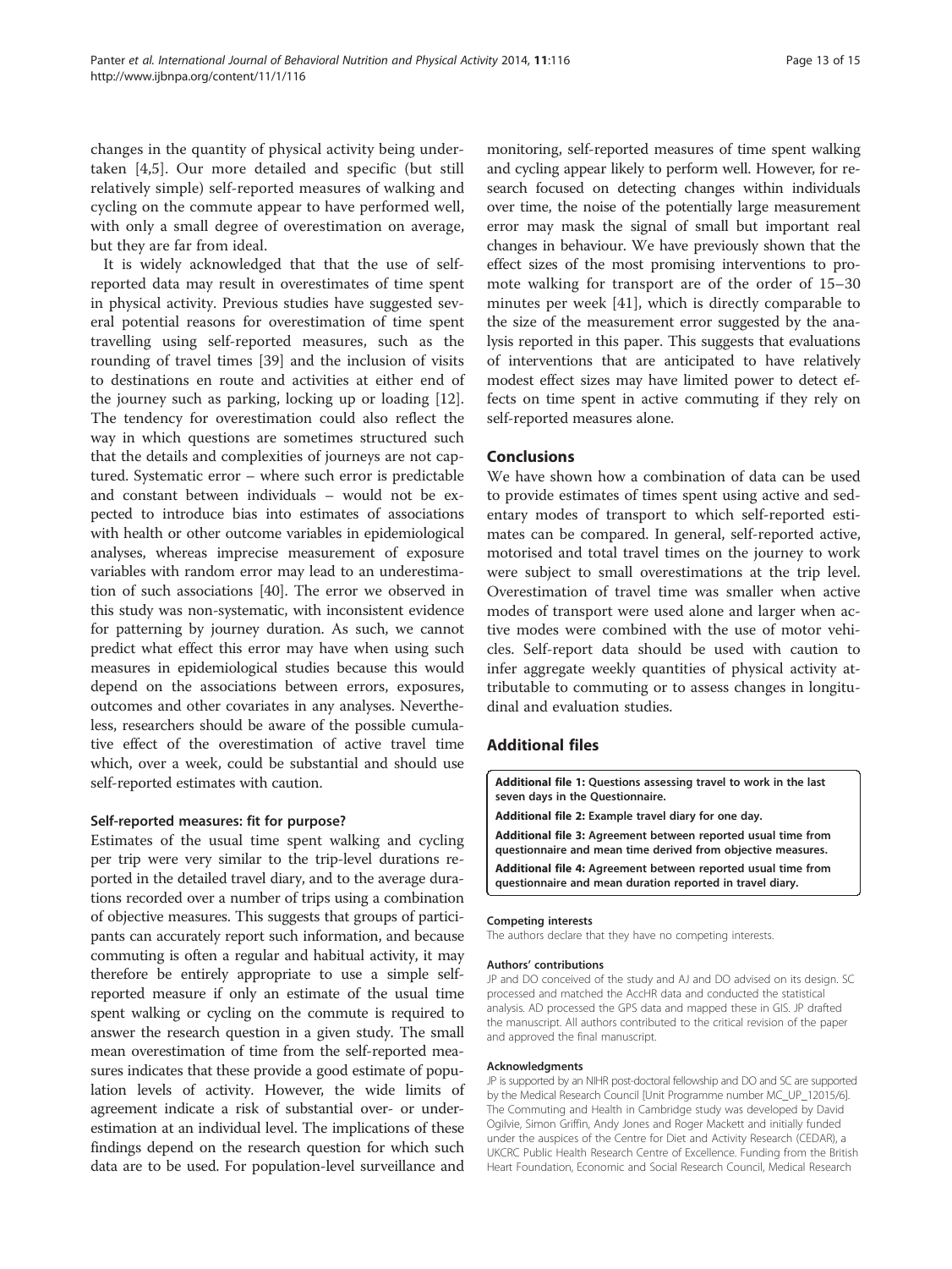changes in the quantity of physical activity being undertaken [4,5]. Our more detailed and specific (but still relatively simple) self-reported measures of walking and cycling on the commute appear to have performed well, with only a small degree of overestimation on average, but they are far from ideal.

It is widely acknowledged that that the use of self-reported data may result in overestimates of time spent in physical activity. Previous studies have suggested several potential reasons for overestimation of time spent travelling using self-reported measures, such as the rounding of travel times [39] and the inclusion of visits to destinations en route and activities at either end of the journey such as parking, locking up or loading [12]. The tendency for overestimation could also reflect the way in which questions are sometimes structured such that the details and complexities of journeys are not captured. Systematic error – where such error is predictable and constant between individuals – would not be expected to introduce bias into estimates of associations with health or other outcome variables in epidemiological analyses, whereas imprecise measurement of exposure variables with random error may lead to an underestimation of such associations [40]. The error we observed in this study was non-systematic, with inconsistent evidence for patterning by journey duration. As such, we cannot predict what effect this error may have when using such measures in epidemiological studies because this would depend on the associations between errors, exposures, outcomes and other covariates in any analyses. Nevertheless, researchers should be aware of the possible cumulative effect of the overestimation of active travel time which, over a week, could be substantial and should use self-reported estimates with caution.

### Self-reported measures: fit for purpose?

Estimates of the usual time spent walking and cycling per trip were very similar to the trip-level durations reported in the detailed travel diary, and to the average durations recorded over a number of trips using a combination of objective measures. This suggests that groups of participants can accurately report such information, and because commuting is often a regular and habitual activity, it may therefore be entirely appropriate to use a simple self-reported measure if only an estimate of the usual time spent walking or cycling on the commute is required to answer the research question in a given study. The small mean overestimation of time from the self-reported measures indicates that these provide a good estimate of population levels of activity. However, the wide limits of agreement indicate a risk of substantial over- or underestimation at an individual level. The implications of these findings depend on the research question for which such data are to be used. For population-level surveillance and monitoring, self-reported measures of time spent walking and cycling appear likely to perform well. However, for research focused on detecting changes within individuals over time, the noise of the potentially large measurement error may mask the signal of small but important real changes in behaviour. We have previously shown that the effect sizes of the most promising interventions to promote walking for transport are of the order of 15–30 minutes per week [41], which is directly comparable to the size of the measurement error suggested by the analysis reported in this paper. This suggests that evaluations of interventions that are anticipated to have relatively modest effect sizes may have limited power to detect effects on time spent in active commuting if they rely on self-reported measures alone.

## Conclusions

We have shown how a combination of data can be used to provide estimates of times spent using active and sedentary modes of transport to which self-reported estimates can be compared. In general, self-reported active, motorised and total travel times on the journey to work were subject to small overestimations at the trip level. Overestimation of travel time was smaller when active modes of transport were used alone and larger when active modes were combined with the use of motor vehicles. Self-report data should be used with caution to infer aggregate weekly quantities of physical activity attributable to commuting or to assess changes in longitudinal and evaluation studies.

## Additional files

**Additional file 1:** Questions assessing travel to work in the last seven days in the Questionnaire.

**Additional file 2:** Example travel diary for one day.

**Additional file 3:** Agreement between reported usual time from questionnaire and mean time derived from objective measures.

**Additional file 4:** Agreement between reported usual time from questionnaire and mean duration reported in travel diary.

#### Competing interests

The authors declare that they have no competing interests.

#### Authors' contributions

JP and DO conceived of the study and AJ and DO advised on its design. SC processed and matched the AccHR data and conducted the statistical analysis. AD processed the GPS data and mapped these in GIS. JP drafted the manuscript. All authors contributed to the critical revision of the paper and approved the final manuscript.

#### Acknowledgments

JP is supported by an NIHR post-doctoral fellowship and DO and SC are supported by the Medical Research Council [Unit Programme number MC_UP_12015/6]. The Commuting and Health in Cambridge study was developed by David Ogilvie, Simon Griffin, Andy Jones and Roger Mackett and initially funded under the auspices of the Centre for Diet and Activity Research (CEDAR), a UKCRC Public Health Research Centre of Excellence. Funding from the British Heart Foundation, Economic and Social Research Council, Medical Research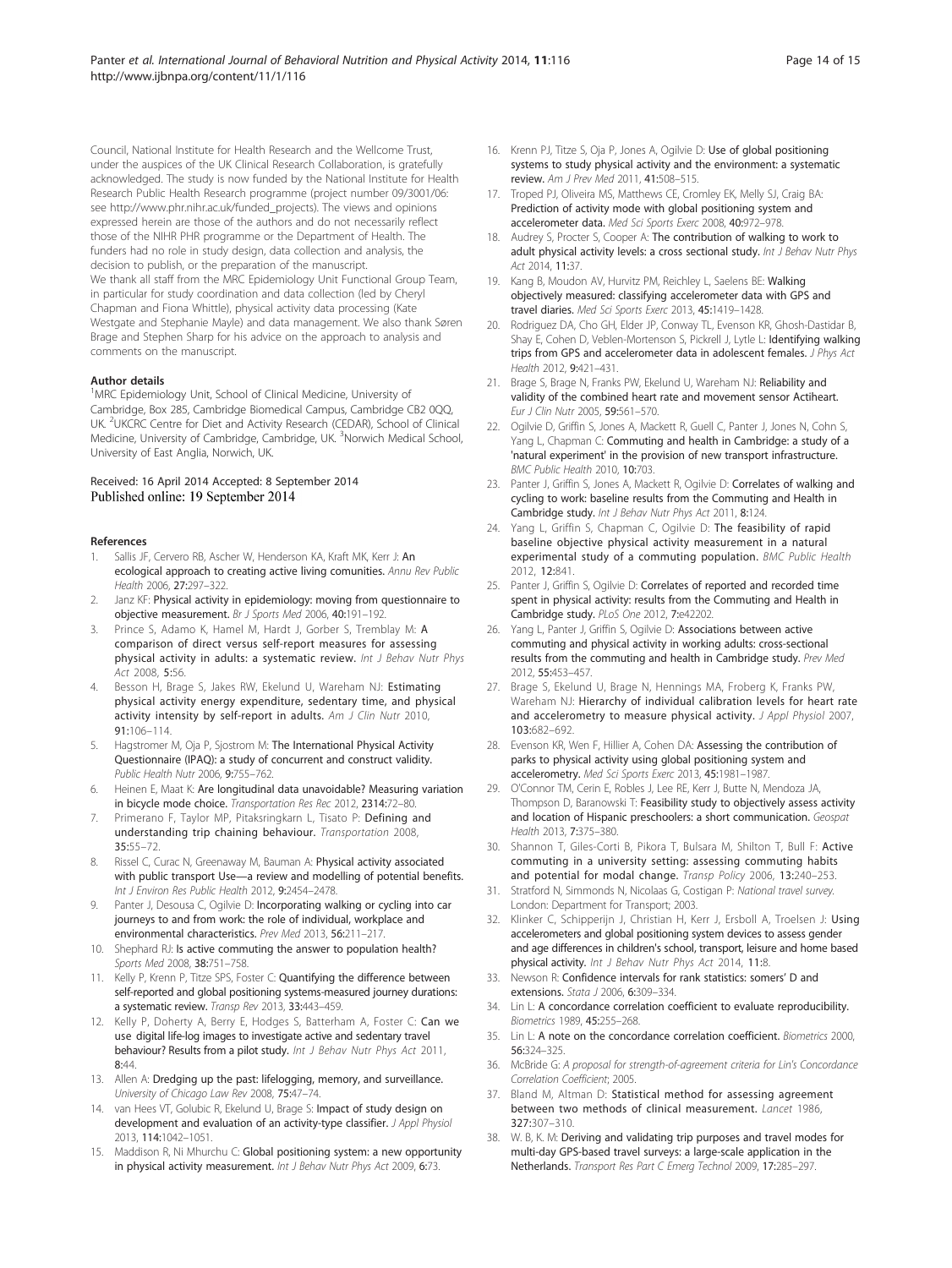Council, National Institute for Health Research and the Wellcome Trust, under the auspices of the UK Clinical Research Collaboration, is gratefully acknowledged. The study is now funded by the National Institute for Health Research Public Health Research programme (project number 09/3001/06: see http://www.phr.nihr.ac.uk/funded_projects). The views and opinions expressed herein are those of the authors and do not necessarily reflect those of the NIHR PHR programme or the Department of Health. The funders had no role in study design, data collection and analysis, the decision to publish, or the preparation of the manuscript.
We thank all staff from the MRC Epidemiology Unit Functional Group Team, in particular for study coordination and data collection (led by Cheryl Chapman and Fiona Whittle), physical activity data processing (Kate Westgate and Stephanie Mayle) and data management. We also thank Søren Brage and Stephen Sharp for his advice on the approach to analysis and comments on the manuscript.

#### Author details

[1]MRC Epidemiology Unit, School of Clinical Medicine, University of Cambridge, Box 285, Cambridge Biomedical Campus, Cambridge CB2 0QQ, UK. [2]UKCRC Centre for Diet and Activity Research (CEDAR), School of Clinical Medicine, University of Cambridge, Cambridge, UK. [3]Norwich Medical School, University of East Anglia, Norwich, UK.

Received: 16 April 2014 Accepted: 8 September 2014
Published online: 19 September 2014

#### References

1. Sallis JF, Cervero RB, Ascher W, Henderson KA, Kraft MK, Kerr J: **An ecological approach to creating active living comunities.** *Annu Rev Public Health* 2006, **27:**297–322.
2. Janz KF: **Physical activity in epidemiology: moving from questionnaire to objective measurement.** *Br J Sports Med* 2006, **40:**191–192.
3. Prince S, Adamo K, Hamel M, Hardt J, Gorber S, Tremblay M: **A comparison of direct versus self-report measures for assessing physical activity in adults: a systematic review.** *Int J Behav Nutr Phys Act* 2008, **5:**56.
4. Besson H, Brage S, Jakes RW, Ekelund U, Wareham NJ: **Estimating physical activity energy expenditure, sedentary time, and physical activity intensity by self-report in adults.** *Am J Clin Nutr* 2010, **91:**106–114.
5. Hagstromer M, Oja P, Sjostrom M: **The International Physical Activity Questionnaire (IPAQ): a study of concurrent and construct validity.** *Public Health Nutr* 2006, **9:**755–762.
6. Heinen E, Maat K: **Are longitudinal data unavoidable? Measuring variation in bicycle mode choice.** *Transportation Res Rec* 2012, **2314:**72–80.
7. Primerano F, Taylor MP, Pitaksringkarn L, Tisato P: **Defining and understanding trip chaining behaviour.** *Transportation* 2008, **35:**55–72.
8. Rissel C, Curac N, Greenaway M, Bauman A: **Physical activity associated with public transport Use—a review and modelling of potential benefits.** *Int J Environ Res Public Health* 2012, **9:**2454–2478.
9. Panter J, Desousa C, Ogilvie D: **Incorporating walking or cycling into car journeys to and from work: the role of individual, workplace and environmental characteristics.** *Prev Med* 2013, **56:**211–217.
10. Shephard RJ: **Is active commuting the answer to population health?** *Sports Med* 2008, **38:**751–758.
11. Kelly P, Krenn P, Titze SPS, Foster C: **Quantifying the difference between self-reported and global positioning systems-measured journey durations: a systematic review.** *Transp Rev* 2013, **33:**443–459.
12. Kelly P, Doherty A, Berry E, Hodges S, Batterham A, Foster C: **Can we use digital life-log images to investigate active and sedentary travel behaviour? Results from a pilot study.** *Int J Behav Nutr Phys Act* 2011, **8:**44.
13. Allen A: **Dredging up the past: lifelogging, memory, and surveillance.** *University of Chicago Law Rev* 2008, **75:**47–74.
14. van Hees VT, Golubic R, Ekelund U, Brage S: **Impact of study design on development and evaluation of an activity-type classifier.** *J Appl Physiol* 2013, **114:**1042–1051.
15. Maddison R, Ni Mhurchu C: **Global positioning system: a new opportunity in physical activity measurement.** *Int J Behav Nutr Phys Act* 2009, **6:**73.
16. Krenn PJ, Titze S, Oja P, Jones A, Ogilvie D: **Use of global positioning systems to study physical activity and the environment: a systematic review.** *Am J Prev Med* 2011, **41:**508–515.
17. Troped PJ, Oliveira MS, Matthews CE, Cromley EK, Melly SJ, Craig BA: **Prediction of activity mode with global positioning system and accelerometer data.** *Med Sci Sports Exerc* 2008, **40:**972–978.
18. Audrey S, Procter S, Cooper A: **The contribution of walking to work to adult physical activity levels: a cross sectional study.** *Int J Behav Nutr Phys Act* 2014, **11:**37.
19. Kang B, Moudon AV, Hurvitz PM, Reichley L, Saelens BE: **Walking objectively measured: classifying accelerometer data with GPS and travel diaries.** *Med Sci Sports Exerc* 2013, **45:**1419–1428.
20. Rodriguez DA, Cho GH, Elder JP, Conway TL, Evenson KR, Ghosh-Dastidar B, Shay E, Cohen D, Veblen-Mortenson S, Pickrell J, Lytle L: **Identifying walking trips from GPS and accelerometer data in adolescent females.** *J Phys Act Health* 2012, **9:**421–431.
21. Brage S, Brage N, Franks PW, Ekelund U, Wareham NJ: **Reliability and validity of the combined heart rate and movement sensor Actiheart.** *Eur J Clin Nutr* 2005, **59:**561–570.
22. Ogilvie D, Griffin S, Jones A, Mackett R, Guell C, Panter J, Jones N, Cohn S, Yang L, Chapman C: **Commuting and health in Cambridge: a study of a 'natural experiment' in the provision of new transport infrastructure.** *BMC Public Health* 2010, **10:**703.
23. Panter J, Griffin S, Jones A, Mackett R, Ogilvie D: **Correlates of walking and cycling to work: baseline results from the Commuting and Health in Cambridge study.** *Int J Behav Nutr Phys Act* 2011, **8:**124.
24. Yang L, Griffin S, Chapman C, Ogilvie D: **The feasibility of rapid baseline objective physical activity measurement in a natural experimental study of a commuting population.** *BMC Public Health* 2012, **12:**841.
25. Panter J, Griffin S, Ogilvie D: **Correlates of reported and recorded time spent in physical activity: results from the Commuting and Health in Cambridge study.** *PLoS One* 2012, **7:**e42202.
26. Yang L, Panter J, Griffin S, Ogilvie D: **Associations between active commuting and physical activity in working adults: cross-sectional results from the commuting and health in Cambridge study.** *Prev Med* 2012, **55:**453–457.
27. Brage S, Ekelund U, Brage N, Hennings MA, Froberg K, Franks PW, Wareham NJ: **Hierarchy of individual calibration levels for heart rate and accelerometry to measure physical activity.** *J Appl Physiol* 2007, **103:**682–692.
28. Evenson KR, Wen F, Hillier A, Cohen DA: **Assessing the contribution of parks to physical activity using global positioning system and accelerometry.** *Med Sci Sports Exerc* 2013, **45:**1981–1987.
29. O'Connor TM, Cerin E, Robles J, Lee RE, Kerr J, Butte N, Mendoza JA, Thompson D, Baranowski T: **Feasibility study to objectively assess activity and location of Hispanic preschoolers: a short communication.** *Geospat Health* 2013, **7:**375–380.
30. Shannon T, Giles-Corti B, Pikora T, Bulsara M, Shilton T, Bull F: **Active commuting in a university setting: assessing commuting habits and potential for modal change.** *Transp Policy* 2006, **13:**240–253.
31. Stratford N, Simmonds N, Nicolaas G, Costigan P: *National travel survey.* London: Department for Transport; 2003.
32. Klinker C, Schipperijn J, Christian H, Kerr J, Ersboll A, Troelsen J: **Using accelerometers and global positioning system devices to assess gender and age differences in children's school, transport, leisure and home based physical activity.** *Int J Behav Nutr Phys Act* 2014, **11:**8.
33. Newson R: **Confidence intervals for rank statistics: somers' D and extensions.** *Stata J* 2006, **6:**309–334.
34. Lin L: **A concordance correlation coefficient to evaluate reproducibility.** *Biometrics* 1989, **45:**255–268.
35. Lin L: **A note on the concordance correlation coefficient.** *Biometrics* 2000, **56:**324–325.
36. McBride G: *A proposal for strength-of-agreement criteria for Lin's Concordance Correlation Coefficient*; 2005.
37. Bland M, Altman D: **Statistical method for assessing agreement between two methods of clinical measurement.** *Lancet* 1986, **327:**307–310.
38. W. B, K. M: **Deriving and validating trip purposes and travel modes for multi-day GPS-based travel surveys: a large-scale application in the Netherlands.** *Transport Res Part C Emerg Technol* 2009, **17:**285–297.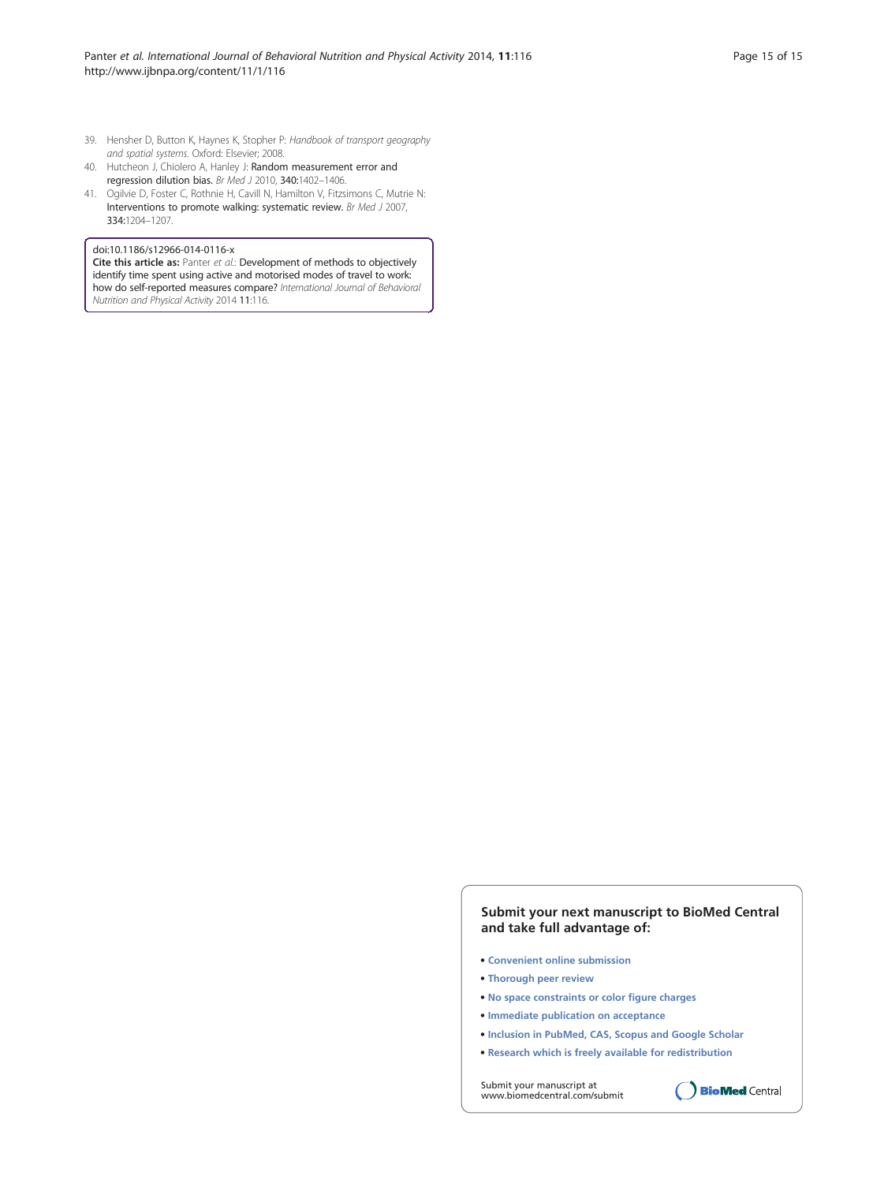39. Hensher D, Button K, Haynes K, Stopher P: *Handbook of transport geography and spatial systems*. Oxford: Elsevier; 2008.
40. Hutcheon J, Chiolero A, Hanley J: **Random measurement error and regression dilution bias.** *Br Med J* 2010, **340:**1402–1406.
41. Ogilvie D, Foster C, Rothnie H, Cavill N, Hamilton V, Fitzsimons C, Mutrie N: **Interventions to promote walking: systematic review.** *Br Med J* 2007, **334:**1204–1207.

doi:10.1186/s12966-014-0116-x

**Cite this article as:** Panter *et al.*: Development of methods to objectively identify time spent using active and motorised modes of travel to work: how do self-reported measures compare? *International Journal of Behavioral Nutrition and Physical Activity* 2014 **11**:116.

**Submit your next manuscript to BioMed Central and take full advantage of:**

- **Convenient online submission**
- **Thorough peer review**
- **No space constraints or color figure charges**
- **Immediate publication on acceptance**
- **Inclusion in PubMed, CAS, Scopus and Google Scholar**
- **Research which is freely available for redistribution**

Submit your manuscript at www.biomedcentral.com/submit

BioMed Central